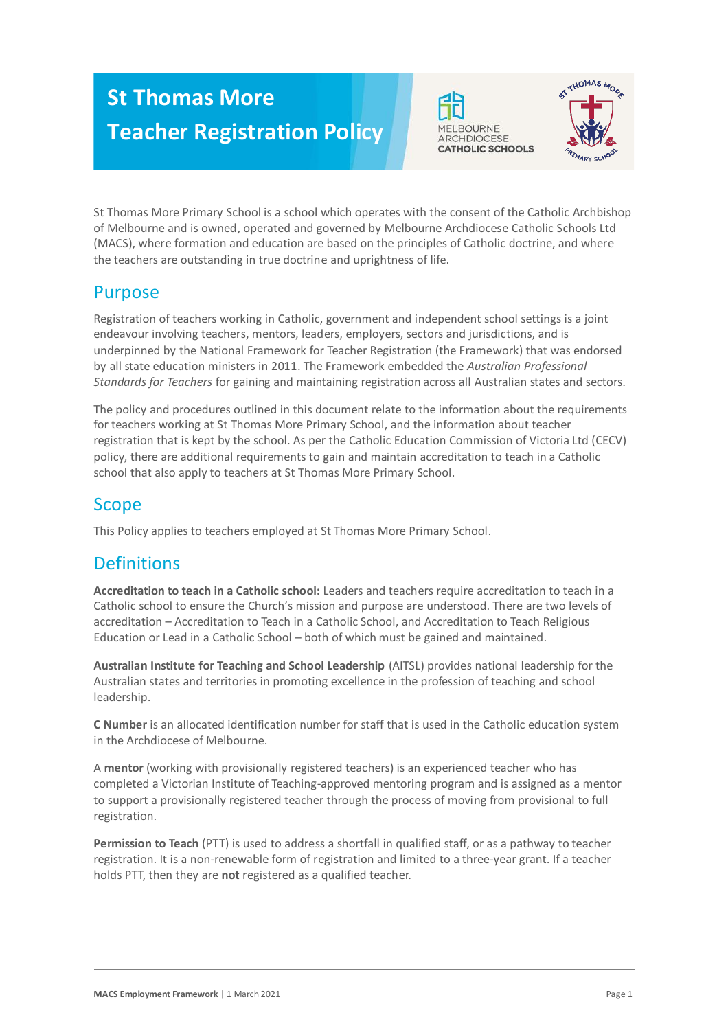# St Thomas More Teacher Registration Policy

St Thomas More Primary School is a school which operates with the consent of the Catholic Archbishop of Melbourne and is owned, operated and governed by Melbourne Archdiocese Catholic Schools Ltd (MACS), where formation and education are based on the principles of Catholic doctrine, and where the teachers are outstanding in true doctrine and uprightness of life.

## Purpose

Registration of teachers working in Catholic, government and independent school settings is a joint endeavour involving teachers, mentors, leaders, employers, sectors and jurisdictions, and is underpinned by the National Framework for Teacher Registration (the Framework) that was endorsed by all state education ministers in 2011. The Framework embedded the *Australian Professional Standards for Teachers* for gaining and maintaining registration across all Australian states and sectors.

The policy and procedures outlined in this document relate to the information about the requirements for teachers working at St Thomas More Primary School, and the information about teacher registration that is kept by the school. As per the Catholic Education Commission of Victoria Ltd (CECV) policy, there are additional requirements to gain and maintain accreditation to teach in a Catholic school that also apply to teachers at St Thomas More Primary School.

## Scope

This Policy applies to teachers employed at St Thomas More Primary School.

## Definitions

**Accreditation to teach in a Catholic school:** Leaders and teachers require accreditation to teach in a Catholic school to ensure the Church's mission and purpose are understood. There are two levels of accreditation – Accreditation to Teach in a Catholic School, and Accreditation to Teach Religious Education or Lead in a Catholic School – both of which must be gained and maintained.

**Australian Institute for Teaching and School Leadership** (AITSL) provides national leadership for the Australian states and territories in promoting excellence in the profession of teaching and school leadership.

**C Number** is an allocated identification number for staff that is used in the Catholic education system in the Archdiocese of Melbourne.

A **mentor** (working with provisionally registered teachers) is an experienced teacher who has completed a Victorian Institute of Teaching-approved mentoring program and is assigned as a mentor to support a provisionally registered teacher through the process of moving from provisional to full registration.

**Permission to Teach** (PTT) is used to address a shortfall in qualified staff, or as a pathway to teacher registration. It is a non-renewable form of registration and limited to a three-year grant. If a teacher holds PTT, then they are **not** registered as a qualified teacher.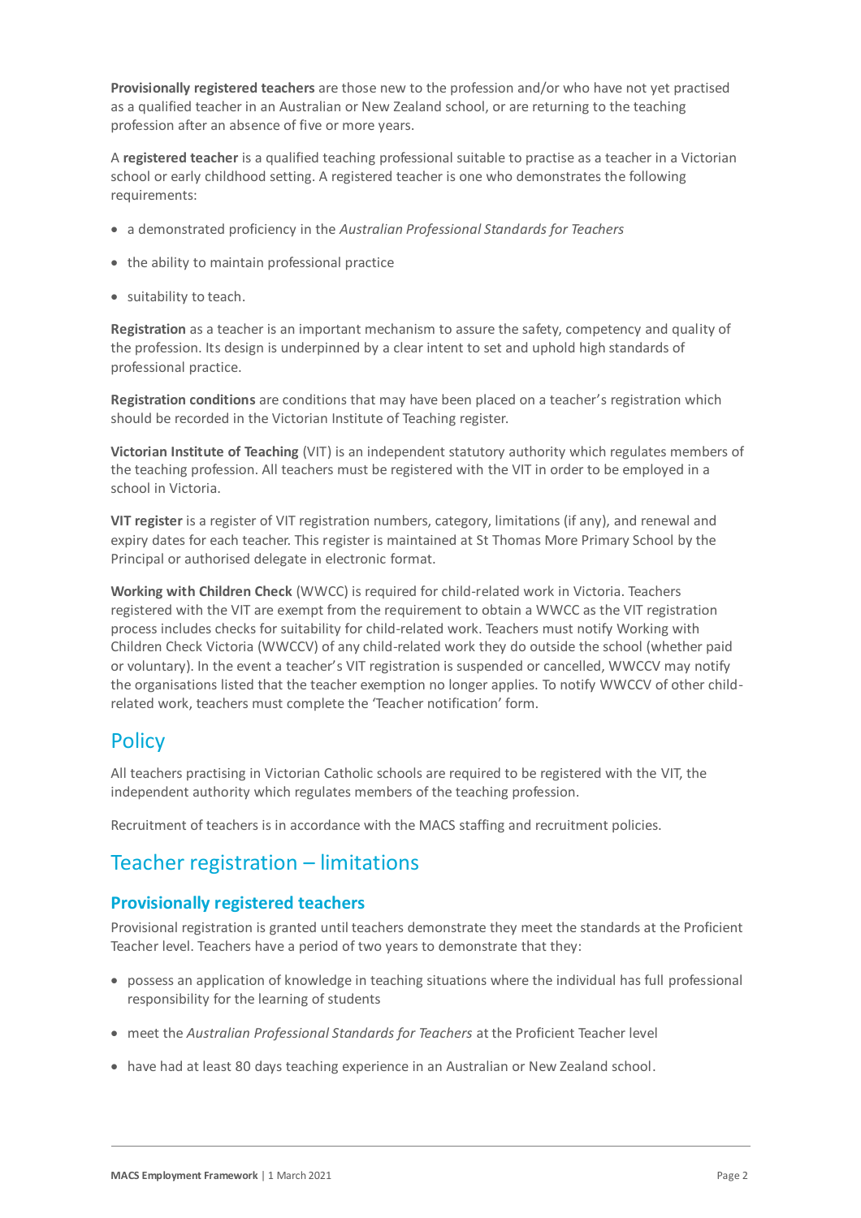**Provisionally registered teachers** are those new to the profession and/or who have not yet practised as a qualified teacher in an Australian or New Zealand school, or are returning to the teaching profession after an absence of five or more years.

A **registered teacher** is a qualified teaching professional suitable to practise as a teacher in a Victorian school or early childhood setting. A registered teacher is one who demonstrates the following requirements:

- a demonstrated proficiency in the *Australian Professional Standards for Teachers*
- the ability to maintain professional practice
- suitability to teach.

**Registration** as a teacher is an important mechanism to assure the safety, competency and quality of the profession. Its design is underpinned by a clear intent to set and uphold high standards of professional practice.

**Registration conditions** are conditions that may have been placed on a teacher's registration which should be recorded in the Victorian Institute of Teaching register.

**Victorian Institute of Teaching** (VIT) is an independent statutory authority which regulates members of the teaching profession. All teachers must be registered with the VIT in order to be employed in a school in Victoria.

**VIT register** is a register of VIT registration numbers, category, limitations (if any), and renewal and expiry dates for each teacher. This register is maintained at St Thomas More Primary School by the Principal or authorised delegate in electronic format.

**Working with Children Check** (WWCC) is required for child-related work in Victoria. Teachers registered with the VIT are exempt from the requirement to obtain a WWCC as the VIT registration process includes checks for suitability for child-related work. Teachers must notify Working with Children Check Victoria (WWCCV) of any child-related work they do outside the school (whether paid or voluntary). In the event a teacher's VIT registration is suspended or cancelled, WWCCV may notify the organisations listed that the teacher exemption no longer applies. To notify WWCCV of other child-related work, teachers must complete the 'Teacher notification' form.

## Policy

All teachers practising in Victorian Catholic schools are required to be registered with the VIT, the independent authority which regulates members of the teaching profession.

Recruitment of teachers is in accordance with the MACS staffing and recruitment policies.

## Teacher registration – limitations

### Provisionally registered teachers

Provisional registration is granted until teachers demonstrate they meet the standards at the Proficient Teacher level. Teachers have a period of two years to demonstrate that they:

- possess an application of knowledge in teaching situations where the individual has full professional responsibility for the learning of students
- meet the *Australian Professional Standards for Teachers* at the Proficient Teacher level
- have had at least 80 days teaching experience in an Australian or New Zealand school.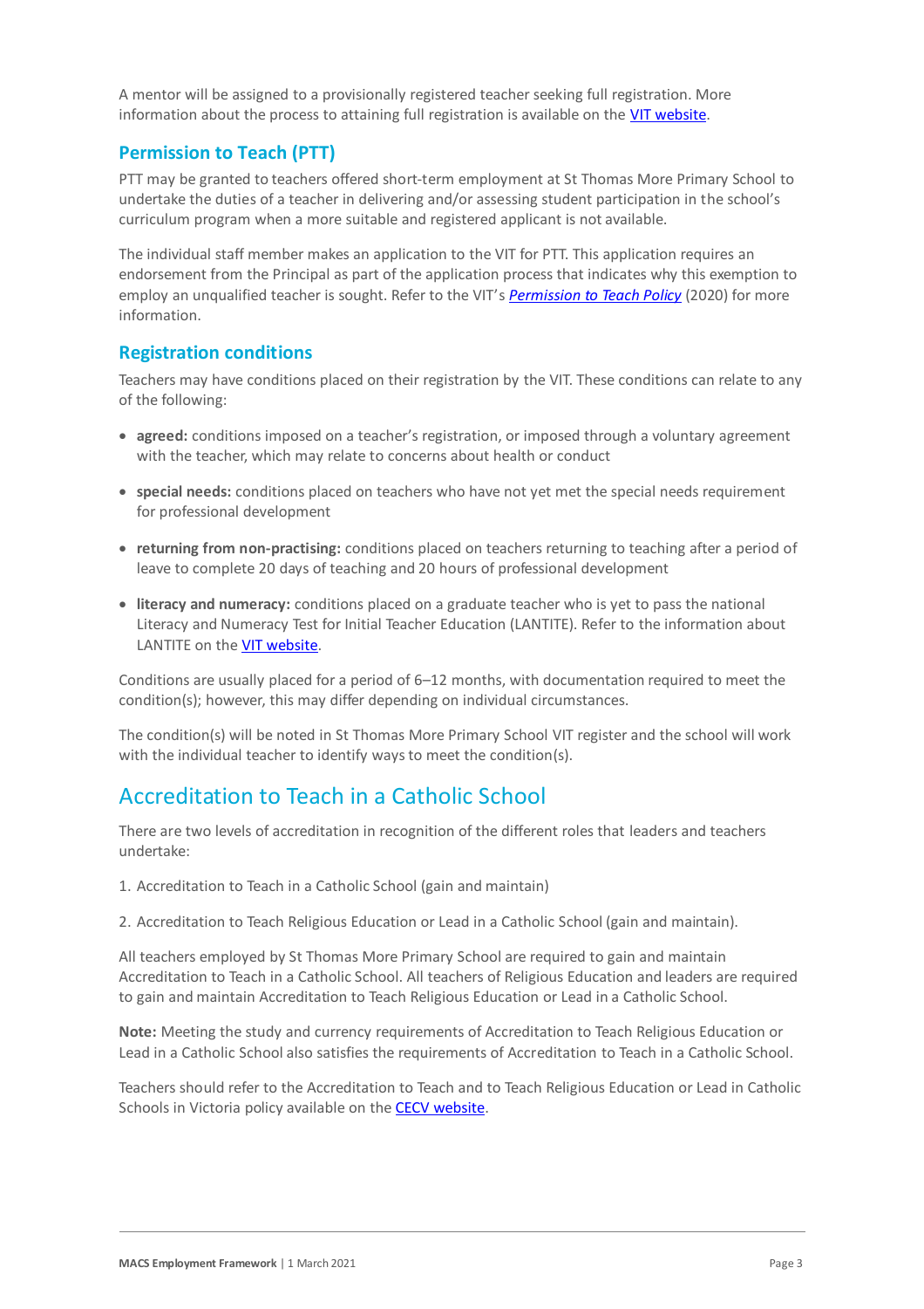A mentor will be assigned to a provisionally registered teacher seeking full registration. More information about the process to attaining full registration is available on the VIT website.

### Permission to Teach (PTT)

PTT may be granted to teachers offered short-term employment at St Thomas More Primary School to undertake the duties of a teacher in delivering and/or assessing student participation in the school's curriculum program when a more suitable and registered applicant is not available.

The individual staff member makes an application to the VIT for PTT. This application requires an endorsement from the Principal as part of the application process that indicates why this exemption to employ an unqualified teacher is sought. Refer to the VIT's *Permission to Teach Policy* (2020) for more information.

### Registration conditions

Teachers may have conditions placed on their registration by the VIT. These conditions can relate to any of the following:

- **agreed:** conditions imposed on a teacher's registration, or imposed through a voluntary agreement with the teacher, which may relate to concerns about health or conduct
- **special needs:** conditions placed on teachers who have not yet met the special needs requirement for professional development
- **returning from non-practising:** conditions placed on teachers returning to teaching after a period of leave to complete 20 days of teaching and 20 hours of professional development
- **literacy and numeracy:** conditions placed on a graduate teacher who is yet to pass the national Literacy and Numeracy Test for Initial Teacher Education (LANTITE). Refer to the information about LANTITE on the VIT website.

Conditions are usually placed for a period of 6–12 months, with documentation required to meet the condition(s); however, this may differ depending on individual circumstances.

The condition(s) will be noted in St Thomas More Primary School VIT register and the school will work with the individual teacher to identify ways to meet the condition(s).

## Accreditation to Teach in a Catholic School

There are two levels of accreditation in recognition of the different roles that leaders and teachers undertake:

1. Accreditation to Teach in a Catholic School (gain and maintain)
2. Accreditation to Teach Religious Education or Lead in a Catholic School (gain and maintain).

All teachers employed by St Thomas More Primary School are required to gain and maintain Accreditation to Teach in a Catholic School. All teachers of Religious Education and leaders are required to gain and maintain Accreditation to Teach Religious Education or Lead in a Catholic School.

**Note:** Meeting the study and currency requirements of Accreditation to Teach Religious Education or Lead in a Catholic School also satisfies the requirements of Accreditation to Teach in a Catholic School.

Teachers should refer to the Accreditation to Teach and to Teach Religious Education or Lead in Catholic Schools in Victoria policy available on the CECV website.